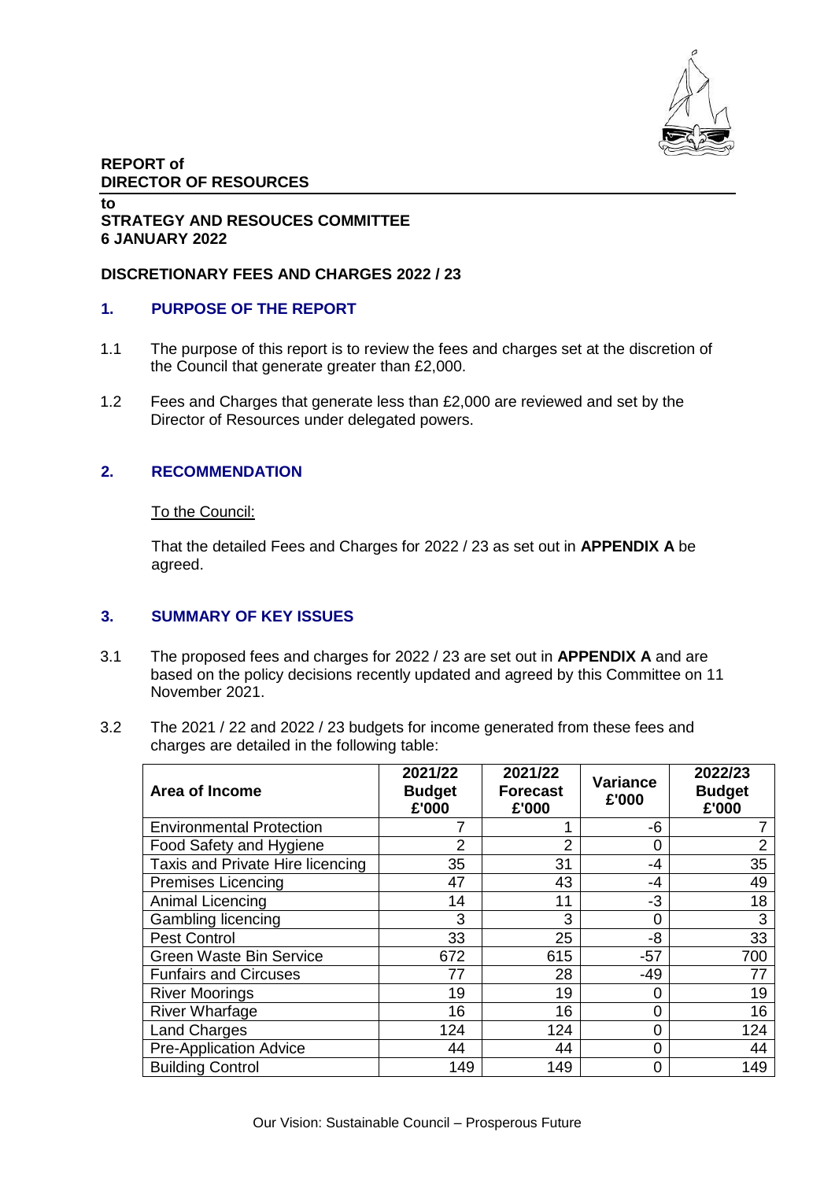**REPORT of**
**DIRECTOR OF RESOURCES**

**to**
**STRATEGY AND RESOUCES COMMITTEE**
**6 JANUARY 2022**

**DISCRETIONARY FEES AND CHARGES 2022 / 23**

## 1. PURPOSE OF THE REPORT

1.1 The purpose of this report is to review the fees and charges set at the discretion of the Council that generate greater than £2,000.

1.2 Fees and Charges that generate less than £2,000 are reviewed and set by the Director of Resources under delegated powers.

## 2. RECOMMENDATION

To the Council:

That the detailed Fees and Charges for 2022 / 23 as set out in **APPENDIX A** be agreed.

## 3. SUMMARY OF KEY ISSUES

3.1 The proposed fees and charges for 2022 / 23 are set out in **APPENDIX A** and are based on the policy decisions recently updated and agreed by this Committee on 11 November 2021.

3.2 The 2021 / 22 and 2022 / 23 budgets for income generated from these fees and charges are detailed in the following table:

| Area of Income | 2021/22 Budget £'000 | 2021/22 Forecast £'000 | Variance £'000 | 2022/23 Budget £'000 |
|---|---|---|---|---|
| Environmental Protection | 7 | 1 | -6 | 7 |
| Food Safety and Hygiene | 2 | 2 | 0 | 2 |
| Taxis and Private Hire licencing | 35 | 31 | -4 | 35 |
| Premises Licencing | 47 | 43 | -4 | 49 |
| Animal Licencing | 14 | 11 | -3 | 18 |
| Gambling licencing | 3 | 3 | 0 | 3 |
| Pest Control | 33 | 25 | -8 | 33 |
| Green Waste Bin Service | 672 | 615 | -57 | 700 |
| Funfairs and Circuses | 77 | 28 | -49 | 77 |
| River Moorings | 19 | 19 | 0 | 19 |
| River Wharfage | 16 | 16 | 0 | 16 |
| Land Charges | 124 | 124 | 0 | 124 |
| Pre-Application Advice | 44 | 44 | 0 | 44 |
| Building Control | 149 | 149 | 0 | 149 |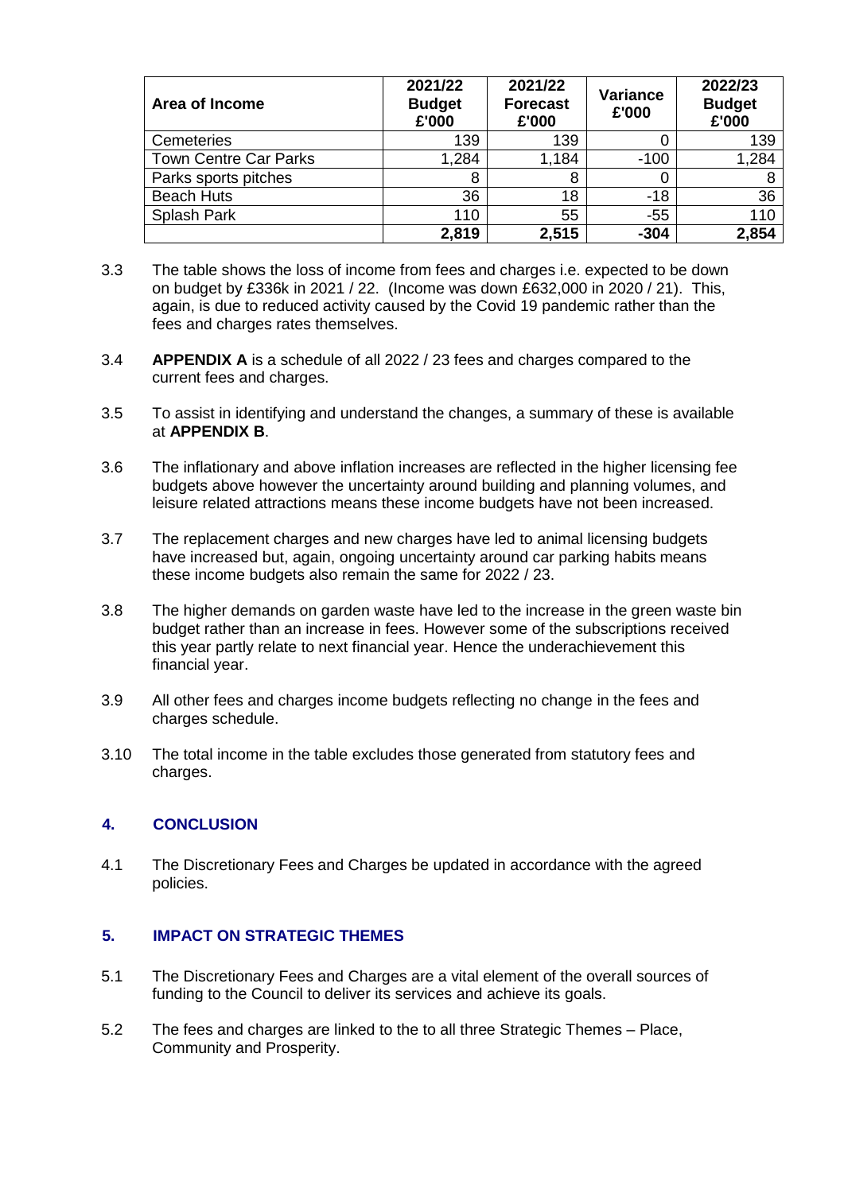| Area of Income | 2021/22 Budget £'000 | 2021/22 Forecast £'000 | Variance £'000 | 2022/23 Budget £'000 |
|---|---|---|---|---|
| Cemeteries | 139 | 139 | 0 | 139 |
| Town Centre Car Parks | 1,284 | 1,184 | -100 | 1,284 |
| Parks sports pitches | 8 | 8 | 0 | 8 |
| Beach Huts | 36 | 18 | -18 | 36 |
| Splash Park | 110 | 55 | -55 | 110 |
| | **2,819** | **2,515** | **-304** | **2,854** |

3.3 The table shows the loss of income from fees and charges i.e. expected to be down on budget by £336k in 2021 / 22. (Income was down £632,000 in 2020 / 21). This, again, is due to reduced activity caused by the Covid 19 pandemic rather than the fees and charges rates themselves.

3.4 **APPENDIX A** is a schedule of all 2022 / 23 fees and charges compared to the current fees and charges.

3.5 To assist in identifying and understand the changes, a summary of these is available at **APPENDIX B**.

3.6 The inflationary and above inflation increases are reflected in the higher licensing fee budgets above however the uncertainty around building and planning volumes, and leisure related attractions means these income budgets have not been increased.

3.7 The replacement charges and new charges have led to animal licensing budgets have increased but, again, ongoing uncertainty around car parking habits means these income budgets also remain the same for 2022 / 23.

3.8 The higher demands on garden waste have led to the increase in the green waste bin budget rather than an increase in fees. However some of the subscriptions received this year partly relate to next financial year. Hence the underachievement this financial year.

3.9 All other fees and charges income budgets reflecting no change in the fees and charges schedule.

3.10 The total income in the table excludes those generated from statutory fees and charges.

## 4. CONCLUSION

4.1 The Discretionary Fees and Charges be updated in accordance with the agreed policies.

## 5. IMPACT ON STRATEGIC THEMES

5.1 The Discretionary Fees and Charges are a vital element of the overall sources of funding to the Council to deliver its services and achieve its goals.

5.2 The fees and charges are linked to the to all three Strategic Themes – Place, Community and Prosperity.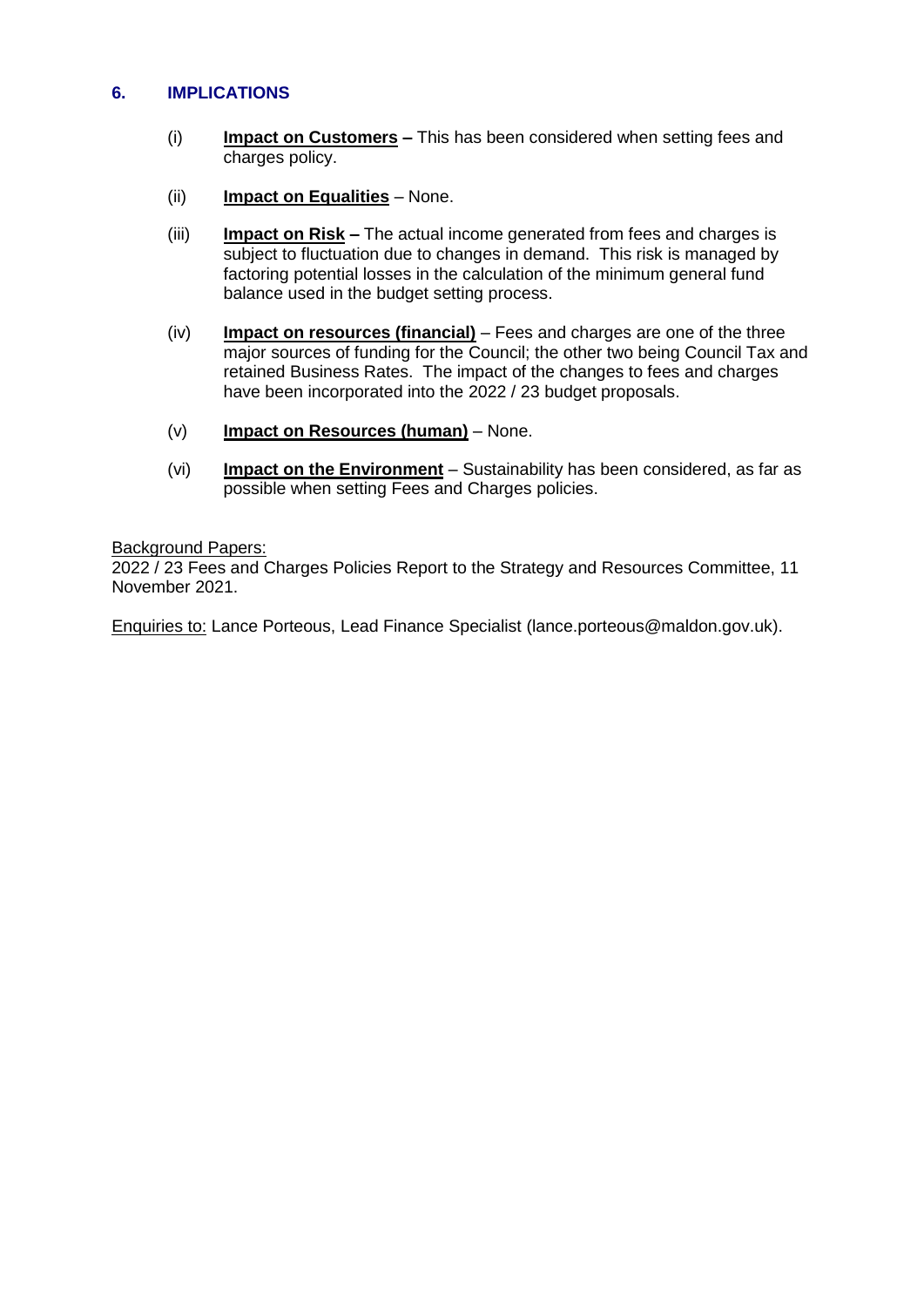## 6. IMPLICATIONS

(i) **Impact on Customers –** This has been considered when setting fees and charges policy.

(ii) **Impact on Equalities** – None.

(iii) **Impact on Risk –** The actual income generated from fees and charges is subject to fluctuation due to changes in demand. This risk is managed by factoring potential losses in the calculation of the minimum general fund balance used in the budget setting process.

(iv) **Impact on resources (financial)** – Fees and charges are one of the three major sources of funding for the Council; the other two being Council Tax and retained Business Rates. The impact of the changes to fees and charges have been incorporated into the 2022 / 23 budget proposals.

(v) **Impact on Resources (human)** – None.

(vi) **Impact on the Environment** – Sustainability has been considered, as far as possible when setting Fees and Charges policies.

Background Papers:
2022 / 23 Fees and Charges Policies Report to the Strategy and Resources Committee, 11 November 2021.

Enquiries to: Lance Porteous, Lead Finance Specialist (lance.porteous@maldon.gov.uk).